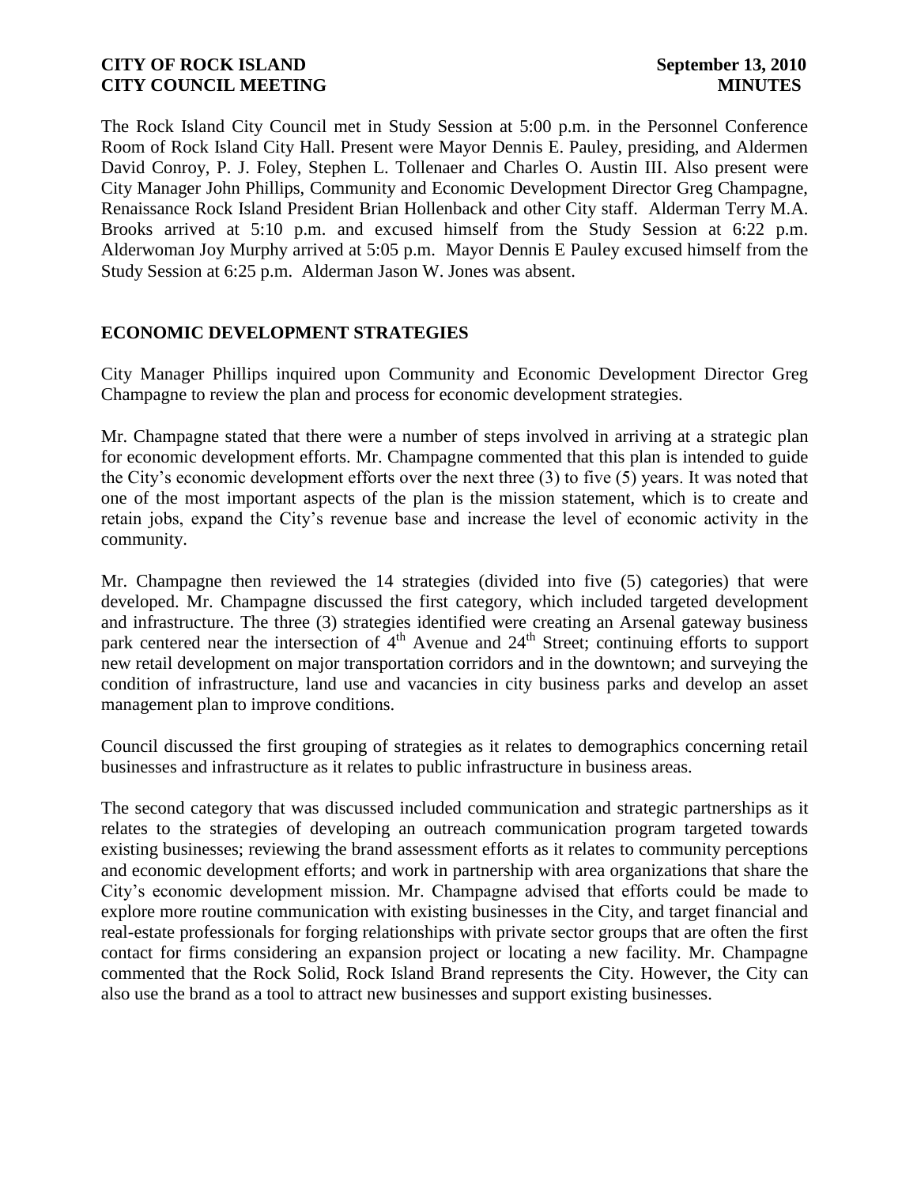**CITY OF ROCK ISLAND** **September 13, 2010**
**CITY COUNCIL MEETING** **MINUTES**

The Rock Island City Council met in Study Session at 5:00 p.m. in the Personnel Conference Room of Rock Island City Hall. Present were Mayor Dennis E. Pauley, presiding, and Aldermen David Conroy, P. J. Foley, Stephen L. Tollenaer and Charles O. Austin III. Also present were City Manager John Phillips, Community and Economic Development Director Greg Champagne, Renaissance Rock Island President Brian Hollenback and other City staff. Alderman Terry M.A. Brooks arrived at 5:10 p.m. and excused himself from the Study Session at 6:22 p.m. Alderwoman Joy Murphy arrived at 5:05 p.m. Mayor Dennis E Pauley excused himself from the Study Session at 6:25 p.m. Alderman Jason W. Jones was absent.

## ECONOMIC DEVELOPMENT STRATEGIES

City Manager Phillips inquired upon Community and Economic Development Director Greg Champagne to review the plan and process for economic development strategies.

Mr. Champagne stated that there were a number of steps involved in arriving at a strategic plan for economic development efforts. Mr. Champagne commented that this plan is intended to guide the City's economic development efforts over the next three (3) to five (5) years. It was noted that one of the most important aspects of the plan is the mission statement, which is to create and retain jobs, expand the City's revenue base and increase the level of economic activity in the community.

Mr. Champagne then reviewed the 14 strategies (divided into five (5) categories) that were developed. Mr. Champagne discussed the first category, which included targeted development and infrastructure. The three (3) strategies identified were creating an Arsenal gateway business park centered near the intersection of 4th Avenue and 24th Street; continuing efforts to support new retail development on major transportation corridors and in the downtown; and surveying the condition of infrastructure, land use and vacancies in city business parks and develop an asset management plan to improve conditions.

Council discussed the first grouping of strategies as it relates to demographics concerning retail businesses and infrastructure as it relates to public infrastructure in business areas.

The second category that was discussed included communication and strategic partnerships as it relates to the strategies of developing an outreach communication program targeted towards existing businesses; reviewing the brand assessment efforts as it relates to community perceptions and economic development efforts; and work in partnership with area organizations that share the City's economic development mission. Mr. Champagne advised that efforts could be made to explore more routine communication with existing businesses in the City, and target financial and real-estate professionals for forging relationships with private sector groups that are often the first contact for firms considering an expansion project or locating a new facility. Mr. Champagne commented that the Rock Solid, Rock Island Brand represents the City. However, the City can also use the brand as a tool to attract new businesses and support existing businesses.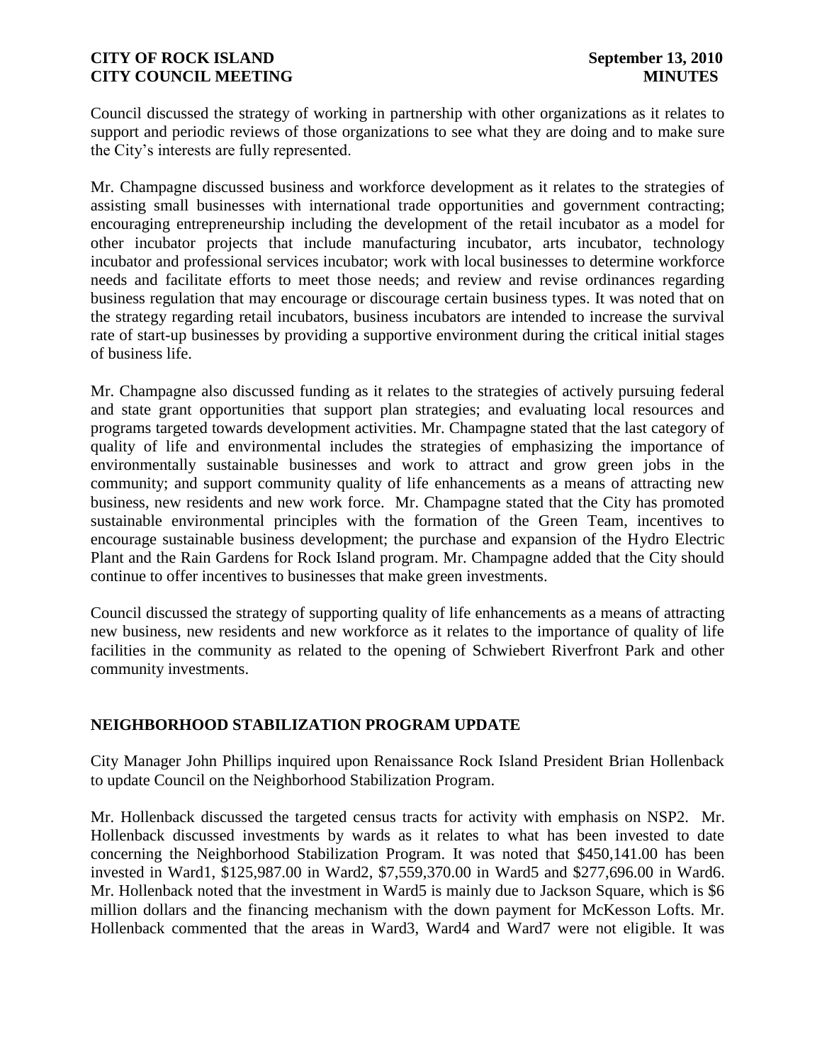Council discussed the strategy of working in partnership with other organizations as it relates to support and periodic reviews of those organizations to see what they are doing and to make sure the City's interests are fully represented.

Mr. Champagne discussed business and workforce development as it relates to the strategies of assisting small businesses with international trade opportunities and government contracting; encouraging entrepreneurship including the development of the retail incubator as a model for other incubator projects that include manufacturing incubator, arts incubator, technology incubator and professional services incubator; work with local businesses to determine workforce needs and facilitate efforts to meet those needs; and review and revise ordinances regarding business regulation that may encourage or discourage certain business types. It was noted that on the strategy regarding retail incubators, business incubators are intended to increase the survival rate of start-up businesses by providing a supportive environment during the critical initial stages of business life.

Mr. Champagne also discussed funding as it relates to the strategies of actively pursuing federal and state grant opportunities that support plan strategies; and evaluating local resources and programs targeted towards development activities. Mr. Champagne stated that the last category of quality of life and environmental includes the strategies of emphasizing the importance of environmentally sustainable businesses and work to attract and grow green jobs in the community; and support community quality of life enhancements as a means of attracting new business, new residents and new work force. Mr. Champagne stated that the City has promoted sustainable environmental principles with the formation of the Green Team, incentives to encourage sustainable business development; the purchase and expansion of the Hydro Electric Plant and the Rain Gardens for Rock Island program. Mr. Champagne added that the City should continue to offer incentives to businesses that make green investments.

Council discussed the strategy of supporting quality of life enhancements as a means of attracting new business, new residents and new workforce as it relates to the importance of quality of life facilities in the community as related to the opening of Schwiebert Riverfront Park and other community investments.

## NEIGHBORHOOD STABILIZATION PROGRAM UPDATE

City Manager John Phillips inquired upon Renaissance Rock Island President Brian Hollenback to update Council on the Neighborhood Stabilization Program.

Mr. Hollenback discussed the targeted census tracts for activity with emphasis on NSP2. Mr. Hollenback discussed investments by wards as it relates to what has been invested to date concerning the Neighborhood Stabilization Program. It was noted that $450,141.00 has been invested in Ward1, $125,987.00 in Ward2, $7,559,370.00 in Ward5 and $277,696.00 in Ward6. Mr. Hollenback noted that the investment in Ward5 is mainly due to Jackson Square, which is $6 million dollars and the financing mechanism with the down payment for McKesson Lofts. Mr. Hollenback commented that the areas in Ward3, Ward4 and Ward7 were not eligible. It was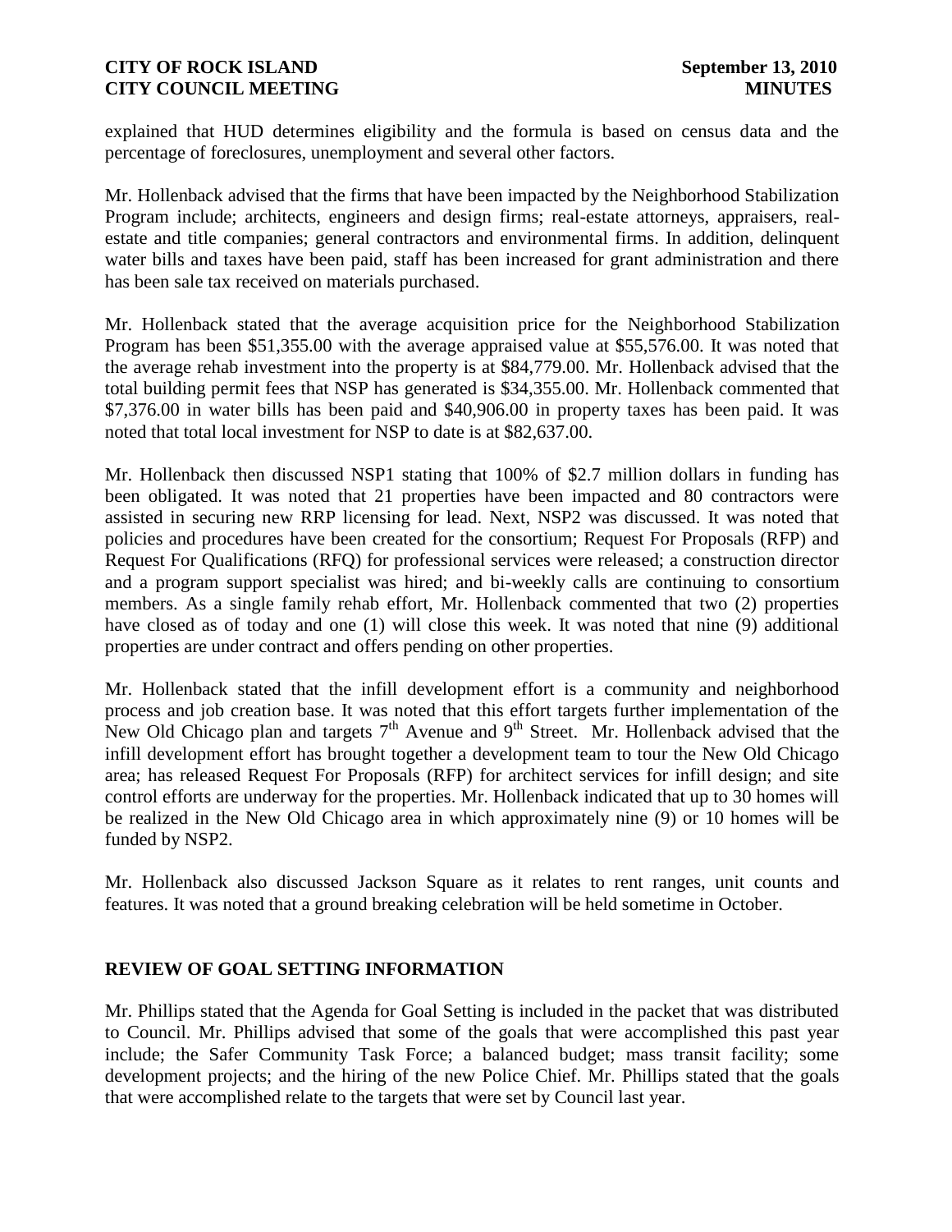explained that HUD determines eligibility and the formula is based on census data and the percentage of foreclosures, unemployment and several other factors.

Mr. Hollenback advised that the firms that have been impacted by the Neighborhood Stabilization Program include; architects, engineers and design firms; real-estate attorneys, appraisers, real-estate and title companies; general contractors and environmental firms. In addition, delinquent water bills and taxes have been paid, staff has been increased for grant administration and there has been sale tax received on materials purchased.

Mr. Hollenback stated that the average acquisition price for the Neighborhood Stabilization Program has been $51,355.00 with the average appraised value at $55,576.00. It was noted that the average rehab investment into the property is at $84,779.00. Mr. Hollenback advised that the total building permit fees that NSP has generated is $34,355.00. Mr. Hollenback commented that $7,376.00 in water bills has been paid and $40,906.00 in property taxes has been paid. It was noted that total local investment for NSP to date is at $82,637.00.

Mr. Hollenback then discussed NSP1 stating that 100% of $2.7 million dollars in funding has been obligated. It was noted that 21 properties have been impacted and 80 contractors were assisted in securing new RRP licensing for lead. Next, NSP2 was discussed. It was noted that policies and procedures have been created for the consortium; Request For Proposals (RFP) and Request For Qualifications (RFQ) for professional services were released; a construction director and a program support specialist was hired; and bi-weekly calls are continuing to consortium members. As a single family rehab effort, Mr. Hollenback commented that two (2) properties have closed as of today and one (1) will close this week. It was noted that nine (9) additional properties are under contract and offers pending on other properties.

Mr. Hollenback stated that the infill development effort is a community and neighborhood process and job creation base. It was noted that this effort targets further implementation of the New Old Chicago plan and targets 7th Avenue and 9th Street. Mr. Hollenback advised that the infill development effort has brought together a development team to tour the New Old Chicago area; has released Request For Proposals (RFP) for architect services for infill design; and site control efforts are underway for the properties. Mr. Hollenback indicated that up to 30 homes will be realized in the New Old Chicago area in which approximately nine (9) or 10 homes will be funded by NSP2.

Mr. Hollenback also discussed Jackson Square as it relates to rent ranges, unit counts and features. It was noted that a ground breaking celebration will be held sometime in October.

## REVIEW OF GOAL SETTING INFORMATION

Mr. Phillips stated that the Agenda for Goal Setting is included in the packet that was distributed to Council. Mr. Phillips advised that some of the goals that were accomplished this past year include; the Safer Community Task Force; a balanced budget; mass transit facility; some development projects; and the hiring of the new Police Chief. Mr. Phillips stated that the goals that were accomplished relate to the targets that were set by Council last year.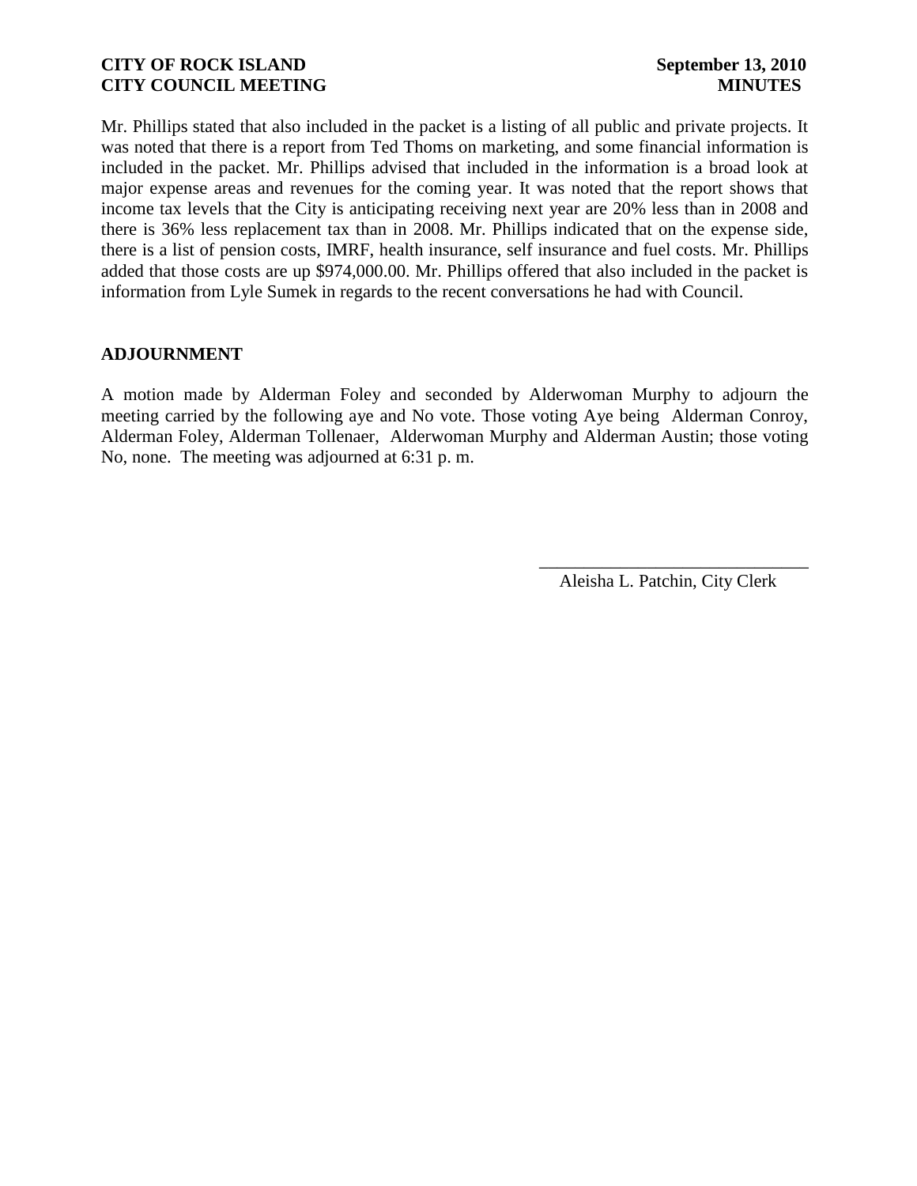Mr. Phillips stated that also included in the packet is a listing of all public and private projects. It was noted that there is a report from Ted Thoms on marketing, and some financial information is included in the packet. Mr. Phillips advised that included in the information is a broad look at major expense areas and revenues for the coming year. It was noted that the report shows that income tax levels that the City is anticipating receiving next year are 20% less than in 2008 and there is 36% less replacement tax than in 2008. Mr. Phillips indicated that on the expense side, there is a list of pension costs, IMRF, health insurance, self insurance and fuel costs. Mr. Phillips added that those costs are up $974,000.00. Mr. Phillips offered that also included in the packet is information from Lyle Sumek in regards to the recent conversations he had with Council.

## ADJOURNMENT

A motion made by Alderman Foley and seconded by Alderwoman Murphy to adjourn the meeting carried by the following aye and No vote. Those voting Aye being Alderman Conroy, Alderman Foley, Alderman Tollenaer, Alderwoman Murphy and Alderman Austin; those voting No, none. The meeting was adjourned at 6:31 p. m.

\_\_\_\_\_\_\_\_\_\_\_\_\_\_\_\_\_\_\_\_\_\_\_\_\_\_\_\_\_\_

Aleisha L. Patchin, City Clerk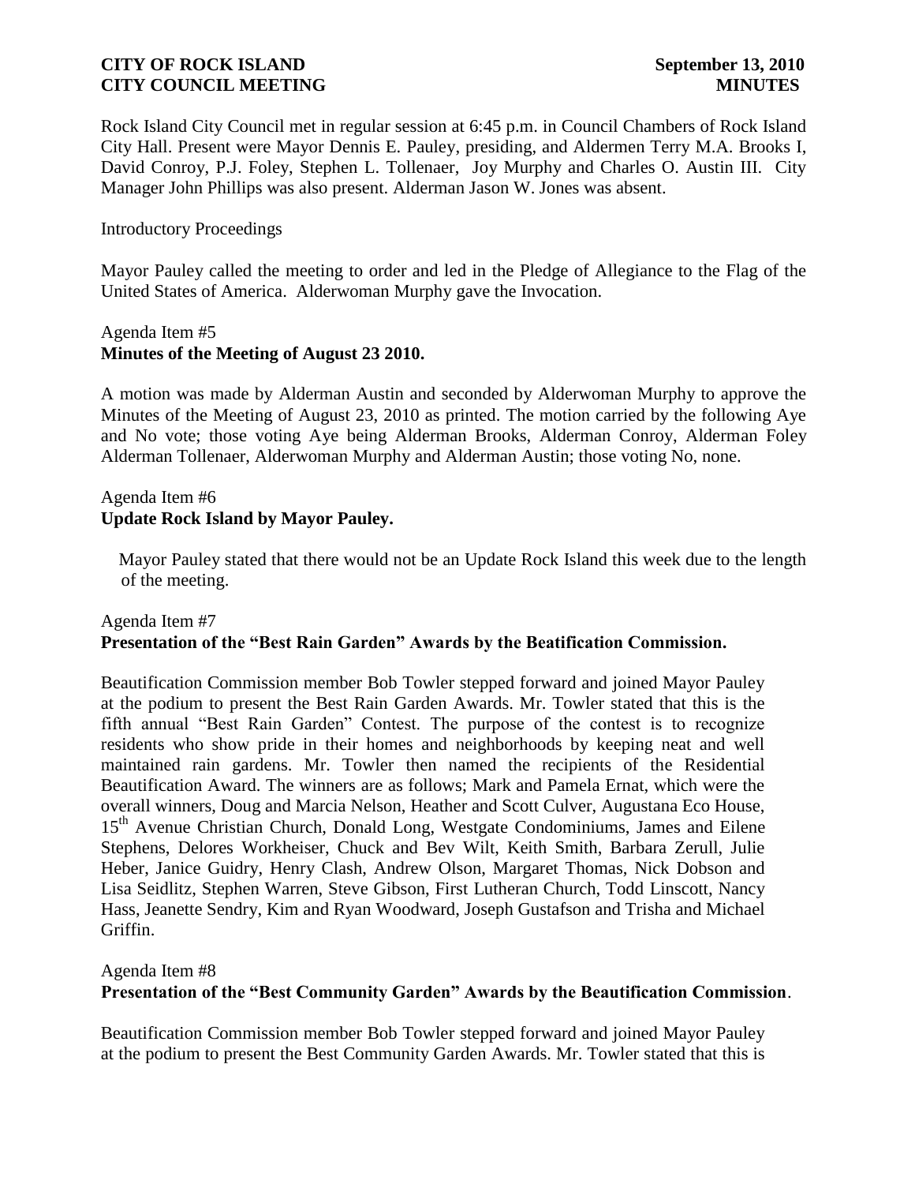Rock Island City Council met in regular session at 6:45 p.m. in Council Chambers of Rock Island City Hall. Present were Mayor Dennis E. Pauley, presiding, and Aldermen Terry M.A. Brooks I, David Conroy, P.J. Foley, Stephen L. Tollenaer, Joy Murphy and Charles O. Austin III. City Manager John Phillips was also present. Alderman Jason W. Jones was absent.

Introductory Proceedings

Mayor Pauley called the meeting to order and led in the Pledge of Allegiance to the Flag of the United States of America. Alderwoman Murphy gave the Invocation.

Agenda Item #5
**Minutes of the Meeting of August 23 2010.**

A motion was made by Alderman Austin and seconded by Alderwoman Murphy to approve the Minutes of the Meeting of August 23, 2010 as printed. The motion carried by the following Aye and No vote; those voting Aye being Alderman Brooks, Alderman Conroy, Alderman Foley Alderman Tollenaer, Alderwoman Murphy and Alderman Austin; those voting No, none.

Agenda Item #6
**Update Rock Island by Mayor Pauley.**

Mayor Pauley stated that there would not be an Update Rock Island this week due to the length of the meeting.

Agenda Item #7
**Presentation of the "Best Rain Garden" Awards by the Beatification Commission.**

Beautification Commission member Bob Towler stepped forward and joined Mayor Pauley at the podium to present the Best Rain Garden Awards. Mr. Towler stated that this is the fifth annual "Best Rain Garden" Contest. The purpose of the contest is to recognize residents who show pride in their homes and neighborhoods by keeping neat and well maintained rain gardens. Mr. Towler then named the recipients of the Residential Beautification Award. The winners are as follows; Mark and Pamela Ernat, which were the overall winners, Doug and Marcia Nelson, Heather and Scott Culver, Augustana Eco House, 15th Avenue Christian Church, Donald Long, Westgate Condominiums, James and Eilene Stephens, Delores Workheiser, Chuck and Bev Wilt, Keith Smith, Barbara Zerull, Julie Heber, Janice Guidry, Henry Clash, Andrew Olson, Margaret Thomas, Nick Dobson and Lisa Seidlitz, Stephen Warren, Steve Gibson, First Lutheran Church, Todd Linscott, Nancy Hass, Jeanette Sendry, Kim and Ryan Woodward, Joseph Gustafson and Trisha and Michael Griffin.

Agenda Item #8
**Presentation of the "Best Community Garden" Awards by the Beautification Commission**.

Beautification Commission member Bob Towler stepped forward and joined Mayor Pauley at the podium to present the Best Community Garden Awards. Mr. Towler stated that this is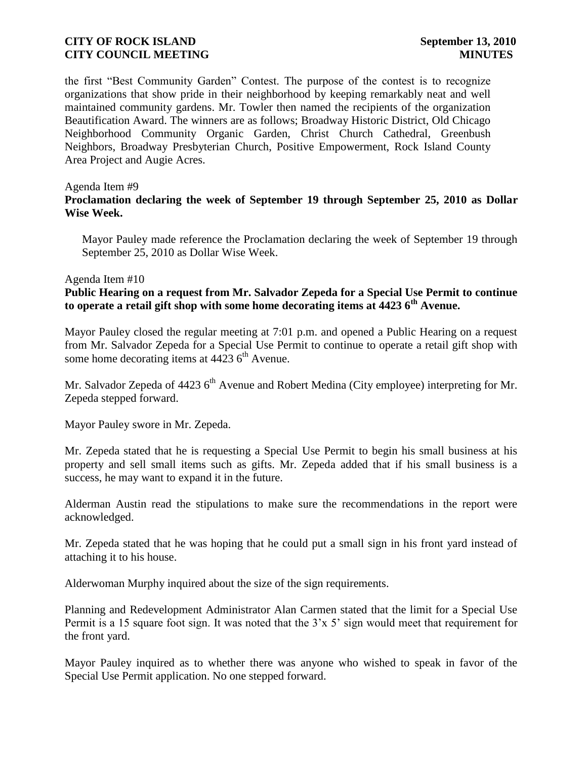the first "Best Community Garden" Contest. The purpose of the contest is to recognize organizations that show pride in their neighborhood by keeping remarkably neat and well maintained community gardens. Mr. Towler then named the recipients of the organization Beautification Award. The winners are as follows; Broadway Historic District, Old Chicago Neighborhood Community Organic Garden, Christ Church Cathedral, Greenbush Neighbors, Broadway Presbyterian Church, Positive Empowerment, Rock Island County Area Project and Augie Acres.

Agenda Item #9

**Proclamation declaring the week of September 19 through September 25, 2010 as Dollar Wise Week.**

Mayor Pauley made reference the Proclamation declaring the week of September 19 through September 25, 2010 as Dollar Wise Week.

Agenda Item #10

**Public Hearing on a request from Mr. Salvador Zepeda for a Special Use Permit to continue to operate a retail gift shop with some home decorating items at 4423 6th Avenue.**

Mayor Pauley closed the regular meeting at 7:01 p.m. and opened a Public Hearing on a request from Mr. Salvador Zepeda for a Special Use Permit to continue to operate a retail gift shop with some home decorating items at 4423 6th Avenue.

Mr. Salvador Zepeda of 4423 6th Avenue and Robert Medina (City employee) interpreting for Mr. Zepeda stepped forward.

Mayor Pauley swore in Mr. Zepeda.

Mr. Zepeda stated that he is requesting a Special Use Permit to begin his small business at his property and sell small items such as gifts. Mr. Zepeda added that if his small business is a success, he may want to expand it in the future.

Alderman Austin read the stipulations to make sure the recommendations in the report were acknowledged.

Mr. Zepeda stated that he was hoping that he could put a small sign in his front yard instead of attaching it to his house.

Alderwoman Murphy inquired about the size of the sign requirements.

Planning and Redevelopment Administrator Alan Carmen stated that the limit for a Special Use Permit is a 15 square foot sign. It was noted that the 3'x 5' sign would meet that requirement for the front yard.

Mayor Pauley inquired as to whether there was anyone who wished to speak in favor of the Special Use Permit application. No one stepped forward.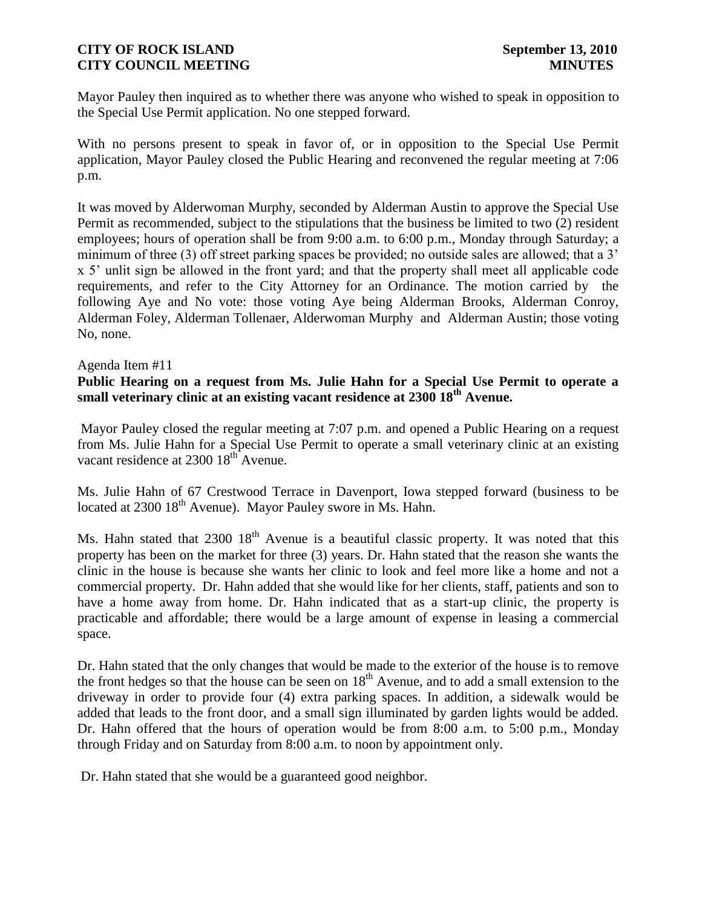Mayor Pauley then inquired as to whether there was anyone who wished to speak in opposition to the Special Use Permit application. No one stepped forward.

With no persons present to speak in favor of, or in opposition to the Special Use Permit application, Mayor Pauley closed the Public Hearing and reconvened the regular meeting at 7:06 p.m.

It was moved by Alderwoman Murphy, seconded by Alderman Austin to approve the Special Use Permit as recommended, subject to the stipulations that the business be limited to two (2) resident employees; hours of operation shall be from 9:00 a.m. to 6:00 p.m., Monday through Saturday; a minimum of three (3) off street parking spaces be provided; no outside sales are allowed; that a 3' x 5' unlit sign be allowed in the front yard; and that the property shall meet all applicable code requirements, and refer to the City Attorney for an Ordinance. The motion carried by the following Aye and No vote: those voting Aye being Alderman Brooks, Alderman Conroy, Alderman Foley, Alderman Tollenaer, Alderwoman Murphy and Alderman Austin; those voting No, none.

Agenda Item #11

**Public Hearing on a request from Ms. Julie Hahn for a Special Use Permit to operate a small veterinary clinic at an existing vacant residence at 2300 18th Avenue.**

Mayor Pauley closed the regular meeting at 7:07 p.m. and opened a Public Hearing on a request from Ms. Julie Hahn for a Special Use Permit to operate a small veterinary clinic at an existing vacant residence at 2300 18th Avenue.

Ms. Julie Hahn of 67 Crestwood Terrace in Davenport, Iowa stepped forward (business to be located at 2300 18th Avenue). Mayor Pauley swore in Ms. Hahn.

Ms. Hahn stated that 2300 18th Avenue is a beautiful classic property. It was noted that this property has been on the market for three (3) years. Dr. Hahn stated that the reason she wants the clinic in the house is because she wants her clinic to look and feel more like a home and not a commercial property. Dr. Hahn added that she would like for her clients, staff, patients and son to have a home away from home. Dr. Hahn indicated that as a start-up clinic, the property is practicable and affordable; there would be a large amount of expense in leasing a commercial space.

Dr. Hahn stated that the only changes that would be made to the exterior of the house is to remove the front hedges so that the house can be seen on 18th Avenue, and to add a small extension to the driveway in order to provide four (4) extra parking spaces. In addition, a sidewalk would be added that leads to the front door, and a small sign illuminated by garden lights would be added. Dr. Hahn offered that the hours of operation would be from 8:00 a.m. to 5:00 p.m., Monday through Friday and on Saturday from 8:00 a.m. to noon by appointment only.

Dr. Hahn stated that she would be a guaranteed good neighbor.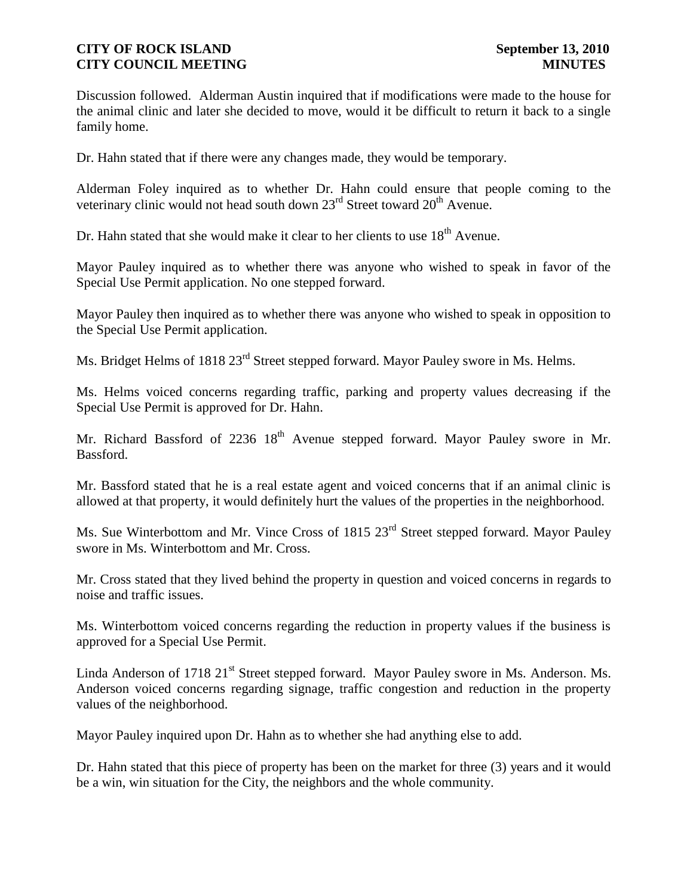Discussion followed. Alderman Austin inquired that if modifications were made to the house for the animal clinic and later she decided to move, would it be difficult to return it back to a single family home.

Dr. Hahn stated that if there were any changes made, they would be temporary.

Alderman Foley inquired as to whether Dr. Hahn could ensure that people coming to the veterinary clinic would not head south down 23rd Street toward 20th Avenue.

Dr. Hahn stated that she would make it clear to her clients to use 18th Avenue.

Mayor Pauley inquired as to whether there was anyone who wished to speak in favor of the Special Use Permit application. No one stepped forward.

Mayor Pauley then inquired as to whether there was anyone who wished to speak in opposition to the Special Use Permit application.

Ms. Bridget Helms of 1818 23rd Street stepped forward. Mayor Pauley swore in Ms. Helms.

Ms. Helms voiced concerns regarding traffic, parking and property values decreasing if the Special Use Permit is approved for Dr. Hahn.

Mr. Richard Bassford of 2236 18th Avenue stepped forward. Mayor Pauley swore in Mr. Bassford.

Mr. Bassford stated that he is a real estate agent and voiced concerns that if an animal clinic is allowed at that property, it would definitely hurt the values of the properties in the neighborhood.

Ms. Sue Winterbottom and Mr. Vince Cross of 1815 23rd Street stepped forward. Mayor Pauley swore in Ms. Winterbottom and Mr. Cross.

Mr. Cross stated that they lived behind the property in question and voiced concerns in regards to noise and traffic issues.

Ms. Winterbottom voiced concerns regarding the reduction in property values if the business is approved for a Special Use Permit.

Linda Anderson of 1718 21st Street stepped forward. Mayor Pauley swore in Ms. Anderson. Ms. Anderson voiced concerns regarding signage, traffic congestion and reduction in the property values of the neighborhood.

Mayor Pauley inquired upon Dr. Hahn as to whether she had anything else to add.

Dr. Hahn stated that this piece of property has been on the market for three (3) years and it would be a win, win situation for the City, the neighbors and the whole community.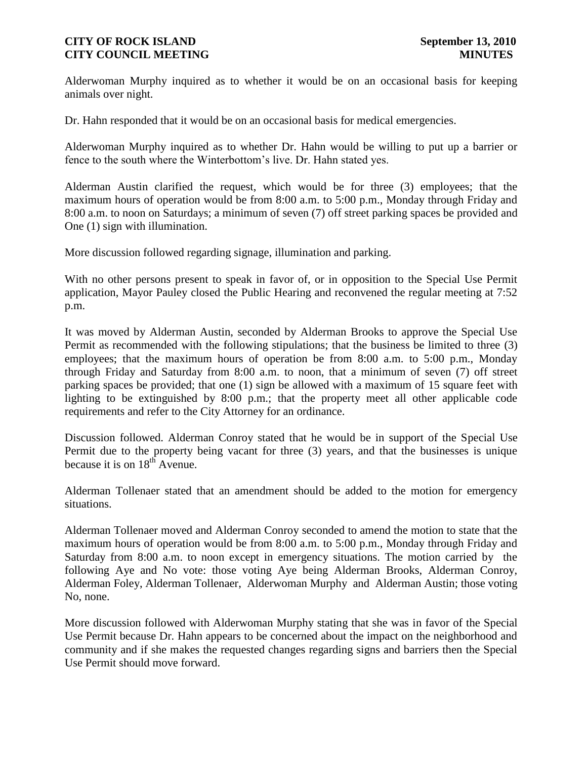Alderwoman Murphy inquired as to whether it would be on an occasional basis for keeping animals over night.

Dr. Hahn responded that it would be on an occasional basis for medical emergencies.

Alderwoman Murphy inquired as to whether Dr. Hahn would be willing to put up a barrier or fence to the south where the Winterbottom's live. Dr. Hahn stated yes.

Alderman Austin clarified the request, which would be for three (3) employees; that the maximum hours of operation would be from 8:00 a.m. to 5:00 p.m., Monday through Friday and 8:00 a.m. to noon on Saturdays; a minimum of seven (7) off street parking spaces be provided and One (1) sign with illumination.

More discussion followed regarding signage, illumination and parking.

With no other persons present to speak in favor of, or in opposition to the Special Use Permit application, Mayor Pauley closed the Public Hearing and reconvened the regular meeting at 7:52 p.m.

It was moved by Alderman Austin, seconded by Alderman Brooks to approve the Special Use Permit as recommended with the following stipulations; that the business be limited to three (3) employees; that the maximum hours of operation be from 8:00 a.m. to 5:00 p.m., Monday through Friday and Saturday from 8:00 a.m. to noon, that a minimum of seven (7) off street parking spaces be provided; that one (1) sign be allowed with a maximum of 15 square feet with lighting to be extinguished by 8:00 p.m.; that the property meet all other applicable code requirements and refer to the City Attorney for an ordinance.

Discussion followed. Alderman Conroy stated that he would be in support of the Special Use Permit due to the property being vacant for three (3) years, and that the businesses is unique because it is on 18th Avenue.

Alderman Tollenaer stated that an amendment should be added to the motion for emergency situations.

Alderman Tollenaer moved and Alderman Conroy seconded to amend the motion to state that the maximum hours of operation would be from 8:00 a.m. to 5:00 p.m., Monday through Friday and Saturday from 8:00 a.m. to noon except in emergency situations. The motion carried by the following Aye and No vote: those voting Aye being Alderman Brooks, Alderman Conroy, Alderman Foley, Alderman Tollenaer, Alderwoman Murphy and Alderman Austin; those voting No, none.

More discussion followed with Alderwoman Murphy stating that she was in favor of the Special Use Permit because Dr. Hahn appears to be concerned about the impact on the neighborhood and community and if she makes the requested changes regarding signs and barriers then the Special Use Permit should move forward.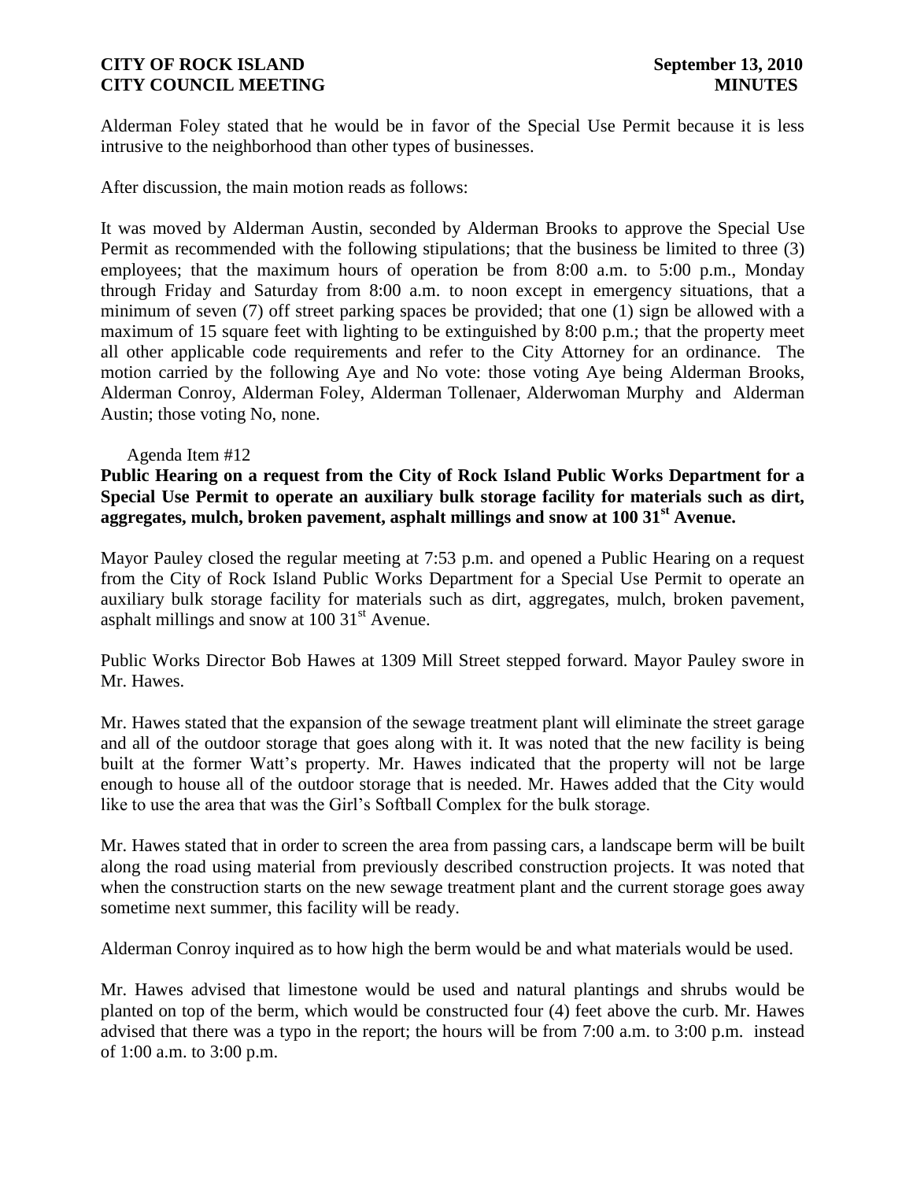Alderman Foley stated that he would be in favor of the Special Use Permit because it is less intrusive to the neighborhood than other types of businesses.

After discussion, the main motion reads as follows:

It was moved by Alderman Austin, seconded by Alderman Brooks to approve the Special Use Permit as recommended with the following stipulations; that the business be limited to three (3) employees; that the maximum hours of operation be from 8:00 a.m. to 5:00 p.m., Monday through Friday and Saturday from 8:00 a.m. to noon except in emergency situations, that a minimum of seven (7) off street parking spaces be provided; that one (1) sign be allowed with a maximum of 15 square feet with lighting to be extinguished by 8:00 p.m.; that the property meet all other applicable code requirements and refer to the City Attorney for an ordinance. The motion carried by the following Aye and No vote: those voting Aye being Alderman Brooks, Alderman Conroy, Alderman Foley, Alderman Tollenaer, Alderwoman Murphy and Alderman Austin; those voting No, none.

Agenda Item #12

**Public Hearing on a request from the City of Rock Island Public Works Department for a Special Use Permit to operate an auxiliary bulk storage facility for materials such as dirt, aggregates, mulch, broken pavement, asphalt millings and snow at 100 31st Avenue.**

Mayor Pauley closed the regular meeting at 7:53 p.m. and opened a Public Hearing on a request from the City of Rock Island Public Works Department for a Special Use Permit to operate an auxiliary bulk storage facility for materials such as dirt, aggregates, mulch, broken pavement, asphalt millings and snow at 100 31st Avenue.

Public Works Director Bob Hawes at 1309 Mill Street stepped forward. Mayor Pauley swore in Mr. Hawes.

Mr. Hawes stated that the expansion of the sewage treatment plant will eliminate the street garage and all of the outdoor storage that goes along with it. It was noted that the new facility is being built at the former Watt's property. Mr. Hawes indicated that the property will not be large enough to house all of the outdoor storage that is needed. Mr. Hawes added that the City would like to use the area that was the Girl's Softball Complex for the bulk storage.

Mr. Hawes stated that in order to screen the area from passing cars, a landscape berm will be built along the road using material from previously described construction projects. It was noted that when the construction starts on the new sewage treatment plant and the current storage goes away sometime next summer, this facility will be ready.

Alderman Conroy inquired as to how high the berm would be and what materials would be used.

Mr. Hawes advised that limestone would be used and natural plantings and shrubs would be planted on top of the berm, which would be constructed four (4) feet above the curb. Mr. Hawes advised that there was a typo in the report; the hours will be from 7:00 a.m. to 3:00 p.m. instead of 1:00 a.m. to 3:00 p.m.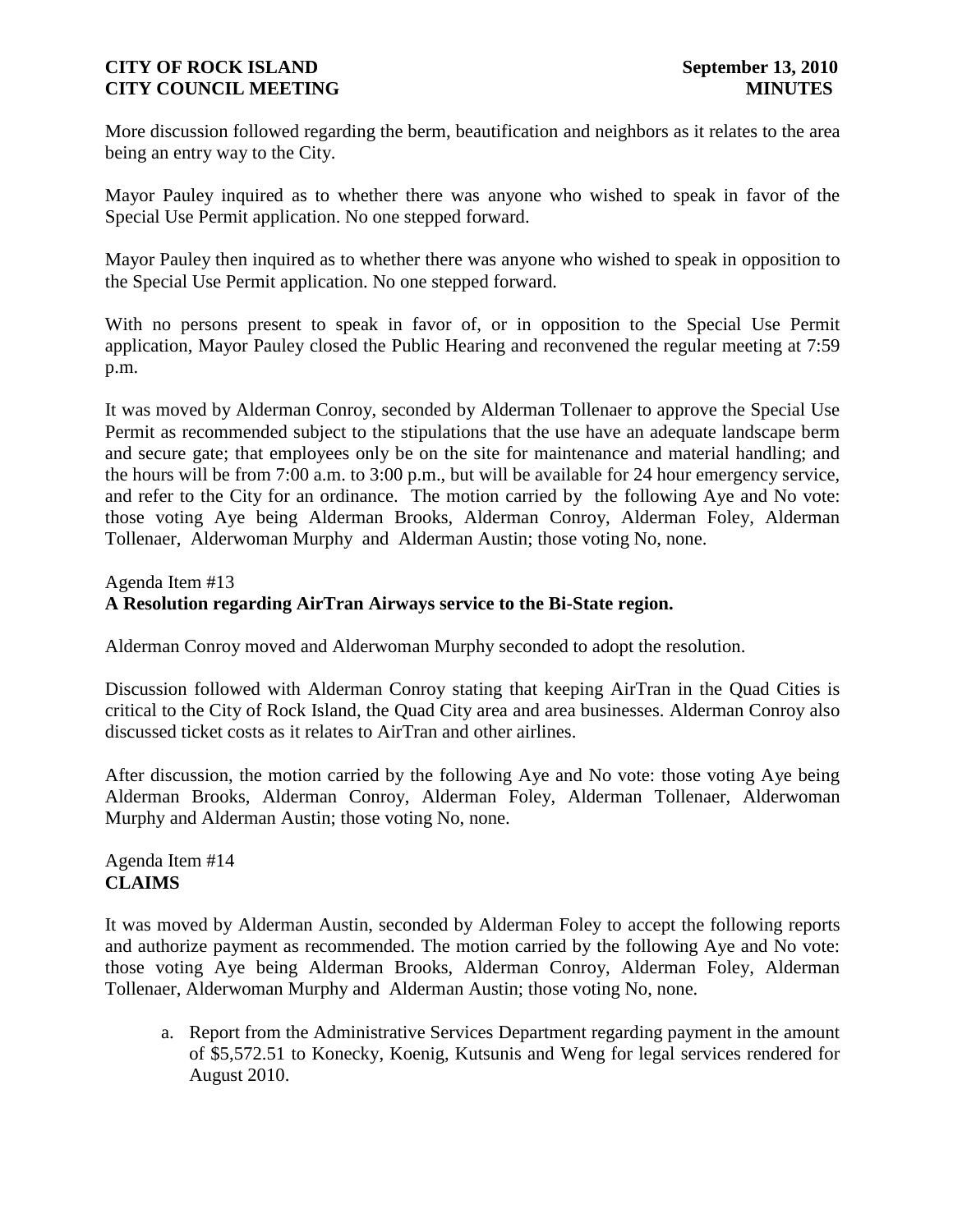More discussion followed regarding the berm, beautification and neighbors as it relates to the area being an entry way to the City.

Mayor Pauley inquired as to whether there was anyone who wished to speak in favor of the Special Use Permit application. No one stepped forward.

Mayor Pauley then inquired as to whether there was anyone who wished to speak in opposition to the Special Use Permit application. No one stepped forward.

With no persons present to speak in favor of, or in opposition to the Special Use Permit application, Mayor Pauley closed the Public Hearing and reconvened the regular meeting at 7:59 p.m.

It was moved by Alderman Conroy, seconded by Alderman Tollenaer to approve the Special Use Permit as recommended subject to the stipulations that the use have an adequate landscape berm and secure gate; that employees only be on the site for maintenance and material handling; and the hours will be from 7:00 a.m. to 3:00 p.m., but will be available for 24 hour emergency service, and refer to the City for an ordinance. The motion carried by the following Aye and No vote: those voting Aye being Alderman Brooks, Alderman Conroy, Alderman Foley, Alderman Tollenaer, Alderwoman Murphy and Alderman Austin; those voting No, none.

Agenda Item #13
**A Resolution regarding AirTran Airways service to the Bi-State region.**

Alderman Conroy moved and Alderwoman Murphy seconded to adopt the resolution.

Discussion followed with Alderman Conroy stating that keeping AirTran in the Quad Cities is critical to the City of Rock Island, the Quad City area and area businesses. Alderman Conroy also discussed ticket costs as it relates to AirTran and other airlines.

After discussion, the motion carried by the following Aye and No vote: those voting Aye being Alderman Brooks, Alderman Conroy, Alderman Foley, Alderman Tollenaer, Alderwoman Murphy and Alderman Austin; those voting No, none.

Agenda Item #14
**CLAIMS**

It was moved by Alderman Austin, seconded by Alderman Foley to accept the following reports and authorize payment as recommended. The motion carried by the following Aye and No vote: those voting Aye being Alderman Brooks, Alderman Conroy, Alderman Foley, Alderman Tollenaer, Alderwoman Murphy and Alderman Austin; those voting No, none.

a. Report from the Administrative Services Department regarding payment in the amount of $5,572.51 to Konecky, Koenig, Kutsunis and Weng for legal services rendered for August 2010.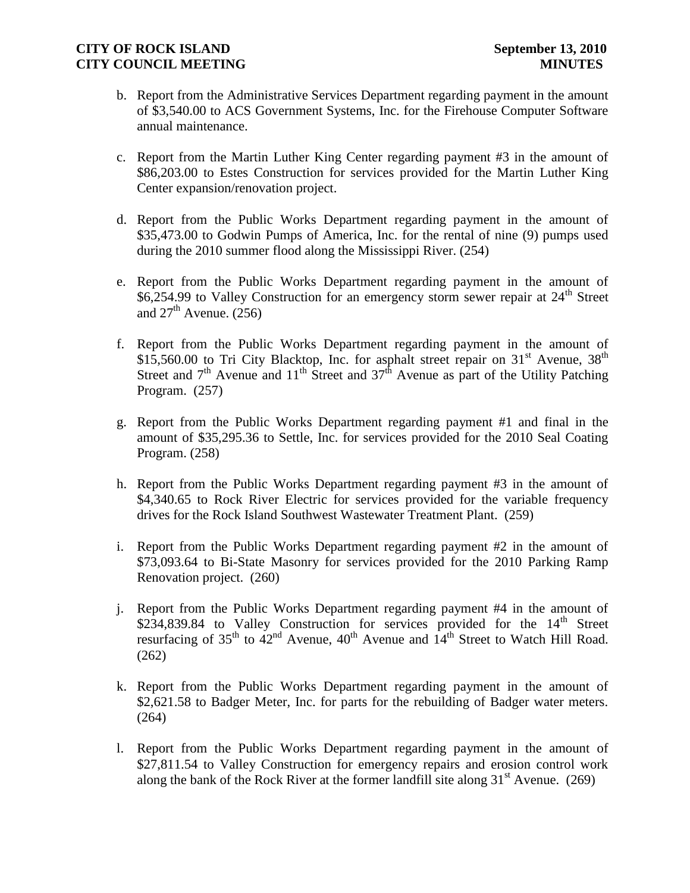b. Report from the Administrative Services Department regarding payment in the amount of $3,540.00 to ACS Government Systems, Inc. for the Firehouse Computer Software annual maintenance.

c. Report from the Martin Luther King Center regarding payment #3 in the amount of $86,203.00 to Estes Construction for services provided for the Martin Luther King Center expansion/renovation project.

d. Report from the Public Works Department regarding payment in the amount of $35,473.00 to Godwin Pumps of America, Inc. for the rental of nine (9) pumps used during the 2010 summer flood along the Mississippi River. (254)

e. Report from the Public Works Department regarding payment in the amount of $6,254.99 to Valley Construction for an emergency storm sewer repair at 24th Street and 27th Avenue. (256)

f. Report from the Public Works Department regarding payment in the amount of $15,560.00 to Tri City Blacktop, Inc. for asphalt street repair on 31st Avenue, 38th Street and 7th Avenue and 11th Street and 37th Avenue as part of the Utility Patching Program. (257)

g. Report from the Public Works Department regarding payment #1 and final in the amount of $35,295.36 to Settle, Inc. for services provided for the 2010 Seal Coating Program. (258)

h. Report from the Public Works Department regarding payment #3 in the amount of $4,340.65 to Rock River Electric for services provided for the variable frequency drives for the Rock Island Southwest Wastewater Treatment Plant. (259)

i. Report from the Public Works Department regarding payment #2 in the amount of $73,093.64 to Bi-State Masonry for services provided for the 2010 Parking Ramp Renovation project. (260)

j. Report from the Public Works Department regarding payment #4 in the amount of $234,839.84 to Valley Construction for services provided for the 14th Street resurfacing of 35th to 42nd Avenue, 40th Avenue and 14th Street to Watch Hill Road. (262)

k. Report from the Public Works Department regarding payment in the amount of $2,621.58 to Badger Meter, Inc. for parts for the rebuilding of Badger water meters. (264)

l. Report from the Public Works Department regarding payment in the amount of $27,811.54 to Valley Construction for emergency repairs and erosion control work along the bank of the Rock River at the former landfill site along 31st Avenue. (269)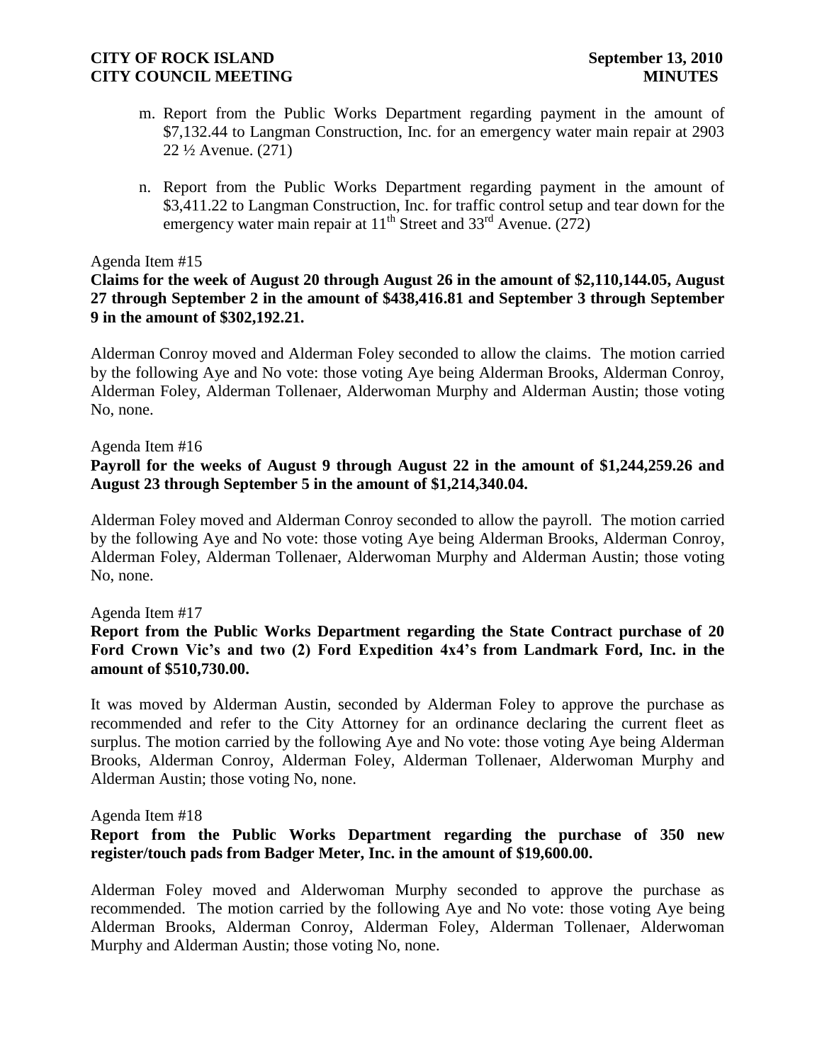m. Report from the Public Works Department regarding payment in the amount of $7,132.44 to Langman Construction, Inc. for an emergency water main repair at 2903 22 ½ Avenue. (271)

n. Report from the Public Works Department regarding payment in the amount of $3,411.22 to Langman Construction, Inc. for traffic control setup and tear down for the emergency water main repair at 11th Street and 33rd Avenue. (272)

Agenda Item #15

**Claims for the week of August 20 through August 26 in the amount of $2,110,144.05, August 27 through September 2 in the amount of $438,416.81 and September 3 through September 9 in the amount of $302,192.21.**

Alderman Conroy moved and Alderman Foley seconded to allow the claims. The motion carried by the following Aye and No vote: those voting Aye being Alderman Brooks, Alderman Conroy, Alderman Foley, Alderman Tollenaer, Alderwoman Murphy and Alderman Austin; those voting No, none.

Agenda Item #16

**Payroll for the weeks of August 9 through August 22 in the amount of $1,244,259.26 and August 23 through September 5 in the amount of $1,214,340.04.**

Alderman Foley moved and Alderman Conroy seconded to allow the payroll. The motion carried by the following Aye and No vote: those voting Aye being Alderman Brooks, Alderman Conroy, Alderman Foley, Alderman Tollenaer, Alderwoman Murphy and Alderman Austin; those voting No, none.

Agenda Item #17

**Report from the Public Works Department regarding the State Contract purchase of 20 Ford Crown Vic's and two (2) Ford Expedition 4x4's from Landmark Ford, Inc. in the amount of $510,730.00.**

It was moved by Alderman Austin, seconded by Alderman Foley to approve the purchase as recommended and refer to the City Attorney for an ordinance declaring the current fleet as surplus. The motion carried by the following Aye and No vote: those voting Aye being Alderman Brooks, Alderman Conroy, Alderman Foley, Alderman Tollenaer, Alderwoman Murphy and Alderman Austin; those voting No, none.

Agenda Item #18

**Report from the Public Works Department regarding the purchase of 350 new register/touch pads from Badger Meter, Inc. in the amount of $19,600.00.**

Alderman Foley moved and Alderwoman Murphy seconded to approve the purchase as recommended. The motion carried by the following Aye and No vote: those voting Aye being Alderman Brooks, Alderman Conroy, Alderman Foley, Alderman Tollenaer, Alderwoman Murphy and Alderman Austin; those voting No, none.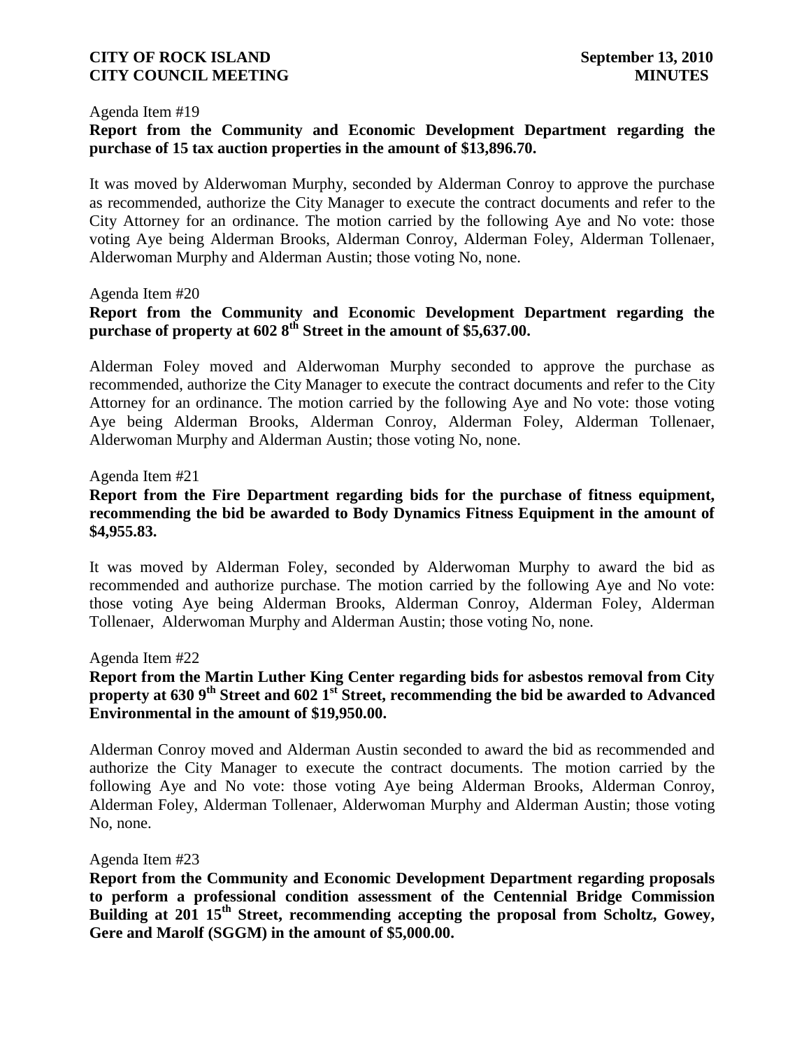Agenda Item #19

**Report from the Community and Economic Development Department regarding the purchase of 15 tax auction properties in the amount of $13,896.70.**

It was moved by Alderwoman Murphy, seconded by Alderman Conroy to approve the purchase as recommended, authorize the City Manager to execute the contract documents and refer to the City Attorney for an ordinance. The motion carried by the following Aye and No vote: those voting Aye being Alderman Brooks, Alderman Conroy, Alderman Foley, Alderman Tollenaer, Alderwoman Murphy and Alderman Austin; those voting No, none.

Agenda Item #20

**Report from the Community and Economic Development Department regarding the purchase of property at 602 8th Street in the amount of $5,637.00.**

Alderman Foley moved and Alderwoman Murphy seconded to approve the purchase as recommended, authorize the City Manager to execute the contract documents and refer to the City Attorney for an ordinance. The motion carried by the following Aye and No vote: those voting Aye being Alderman Brooks, Alderman Conroy, Alderman Foley, Alderman Tollenaer, Alderwoman Murphy and Alderman Austin; those voting No, none.

Agenda Item #21

**Report from the Fire Department regarding bids for the purchase of fitness equipment, recommending the bid be awarded to Body Dynamics Fitness Equipment in the amount of $4,955.83.**

It was moved by Alderman Foley, seconded by Alderwoman Murphy to award the bid as recommended and authorize purchase. The motion carried by the following Aye and No vote: those voting Aye being Alderman Brooks, Alderman Conroy, Alderman Foley, Alderman Tollenaer, Alderwoman Murphy and Alderman Austin; those voting No, none.

Agenda Item #22

**Report from the Martin Luther King Center regarding bids for asbestos removal from City property at 630 9th Street and 602 1st Street, recommending the bid be awarded to Advanced Environmental in the amount of $19,950.00.**

Alderman Conroy moved and Alderman Austin seconded to award the bid as recommended and authorize the City Manager to execute the contract documents. The motion carried by the following Aye and No vote: those voting Aye being Alderman Brooks, Alderman Conroy, Alderman Foley, Alderman Tollenaer, Alderwoman Murphy and Alderman Austin; those voting No, none.

Agenda Item #23

**Report from the Community and Economic Development Department regarding proposals to perform a professional condition assessment of the Centennial Bridge Commission Building at 201 15th Street, recommending accepting the proposal from Scholtz, Gowey, Gere and Marolf (SGGM) in the amount of $5,000.00.**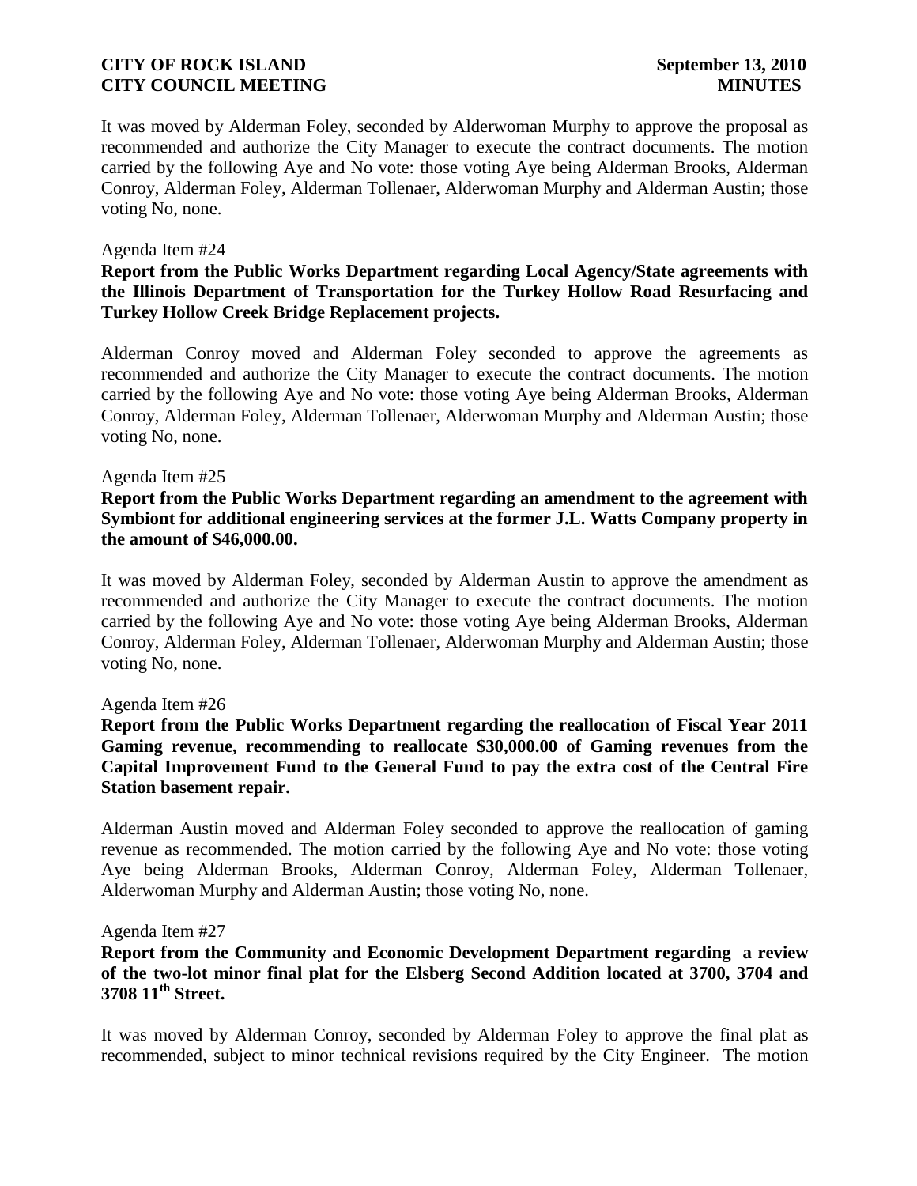It was moved by Alderman Foley, seconded by Alderwoman Murphy to approve the proposal as recommended and authorize the City Manager to execute the contract documents. The motion carried by the following Aye and No vote: those voting Aye being Alderman Brooks, Alderman Conroy, Alderman Foley, Alderman Tollenaer, Alderwoman Murphy and Alderman Austin; those voting No, none.

Agenda Item #24

**Report from the Public Works Department regarding Local Agency/State agreements with the Illinois Department of Transportation for the Turkey Hollow Road Resurfacing and Turkey Hollow Creek Bridge Replacement projects.**

Alderman Conroy moved and Alderman Foley seconded to approve the agreements as recommended and authorize the City Manager to execute the contract documents. The motion carried by the following Aye and No vote: those voting Aye being Alderman Brooks, Alderman Conroy, Alderman Foley, Alderman Tollenaer, Alderwoman Murphy and Alderman Austin; those voting No, none.

Agenda Item #25

**Report from the Public Works Department regarding an amendment to the agreement with Symbiont for additional engineering services at the former J.L. Watts Company property in the amount of $46,000.00.**

It was moved by Alderman Foley, seconded by Alderman Austin to approve the amendment as recommended and authorize the City Manager to execute the contract documents. The motion carried by the following Aye and No vote: those voting Aye being Alderman Brooks, Alderman Conroy, Alderman Foley, Alderman Tollenaer, Alderwoman Murphy and Alderman Austin; those voting No, none.

Agenda Item #26

**Report from the Public Works Department regarding the reallocation of Fiscal Year 2011 Gaming revenue, recommending to reallocate $30,000.00 of Gaming revenues from the Capital Improvement Fund to the General Fund to pay the extra cost of the Central Fire Station basement repair.**

Alderman Austin moved and Alderman Foley seconded to approve the reallocation of gaming revenue as recommended. The motion carried by the following Aye and No vote: those voting Aye being Alderman Brooks, Alderman Conroy, Alderman Foley, Alderman Tollenaer, Alderwoman Murphy and Alderman Austin; those voting No, none.

Agenda Item #27

**Report from the Community and Economic Development Department regarding a review of the two-lot minor final plat for the Elsberg Second Addition located at 3700, 3704 and 3708 11th Street.**

It was moved by Alderman Conroy, seconded by Alderman Foley to approve the final plat as recommended, subject to minor technical revisions required by the City Engineer. The motion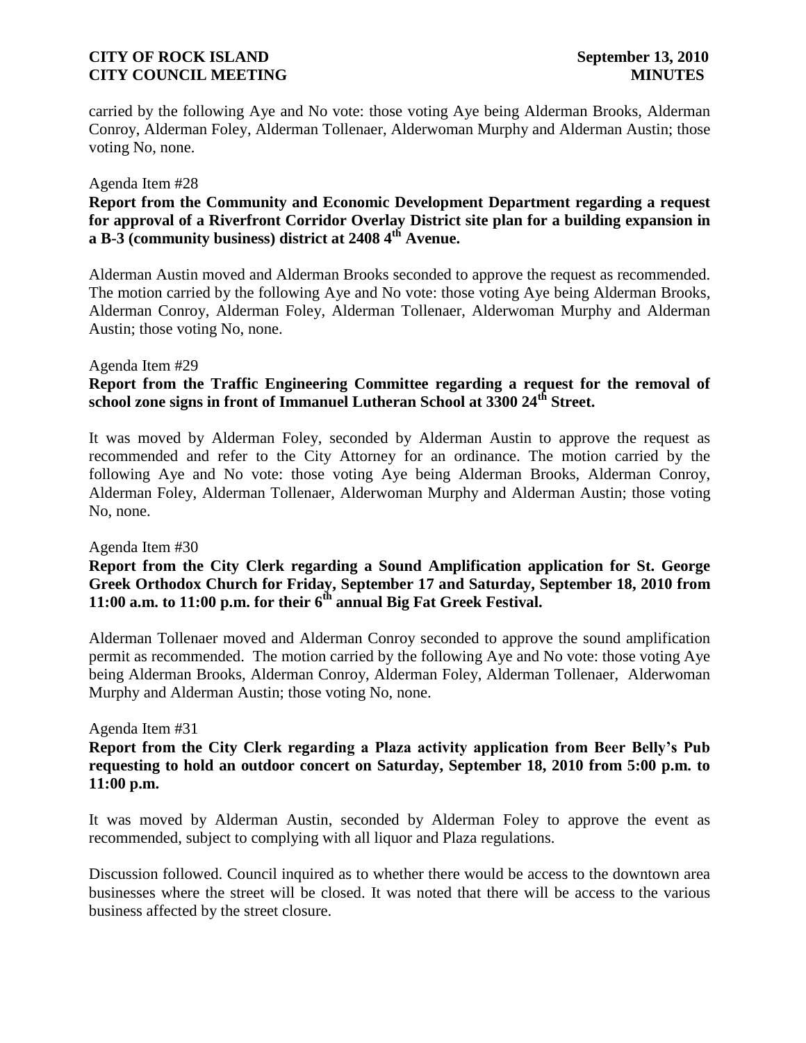carried by the following Aye and No vote: those voting Aye being Alderman Brooks, Alderman Conroy, Alderman Foley, Alderman Tollenaer, Alderwoman Murphy and Alderman Austin; those voting No, none.

Agenda Item #28

**Report from the Community and Economic Development Department regarding a request for approval of a Riverfront Corridor Overlay District site plan for a building expansion in a B-3 (community business) district at 2408 4th Avenue.**

Alderman Austin moved and Alderman Brooks seconded to approve the request as recommended. The motion carried by the following Aye and No vote: those voting Aye being Alderman Brooks, Alderman Conroy, Alderman Foley, Alderman Tollenaer, Alderwoman Murphy and Alderman Austin; those voting No, none.

Agenda Item #29

**Report from the Traffic Engineering Committee regarding a request for the removal of school zone signs in front of Immanuel Lutheran School at 3300 24th Street.**

It was moved by Alderman Foley, seconded by Alderman Austin to approve the request as recommended and refer to the City Attorney for an ordinance. The motion carried by the following Aye and No vote: those voting Aye being Alderman Brooks, Alderman Conroy, Alderman Foley, Alderman Tollenaer, Alderwoman Murphy and Alderman Austin; those voting No, none.

Agenda Item #30

**Report from the City Clerk regarding a Sound Amplification application for St. George Greek Orthodox Church for Friday, September 17 and Saturday, September 18, 2010 from 11:00 a.m. to 11:00 p.m. for their 6th annual Big Fat Greek Festival.**

Alderman Tollenaer moved and Alderman Conroy seconded to approve the sound amplification permit as recommended. The motion carried by the following Aye and No vote: those voting Aye being Alderman Brooks, Alderman Conroy, Alderman Foley, Alderman Tollenaer, Alderwoman Murphy and Alderman Austin; those voting No, none.

Agenda Item #31

**Report from the City Clerk regarding a Plaza activity application from Beer Belly's Pub requesting to hold an outdoor concert on Saturday, September 18, 2010 from 5:00 p.m. to 11:00 p.m.**

It was moved by Alderman Austin, seconded by Alderman Foley to approve the event as recommended, subject to complying with all liquor and Plaza regulations.

Discussion followed. Council inquired as to whether there would be access to the downtown area businesses where the street will be closed. It was noted that there will be access to the various business affected by the street closure.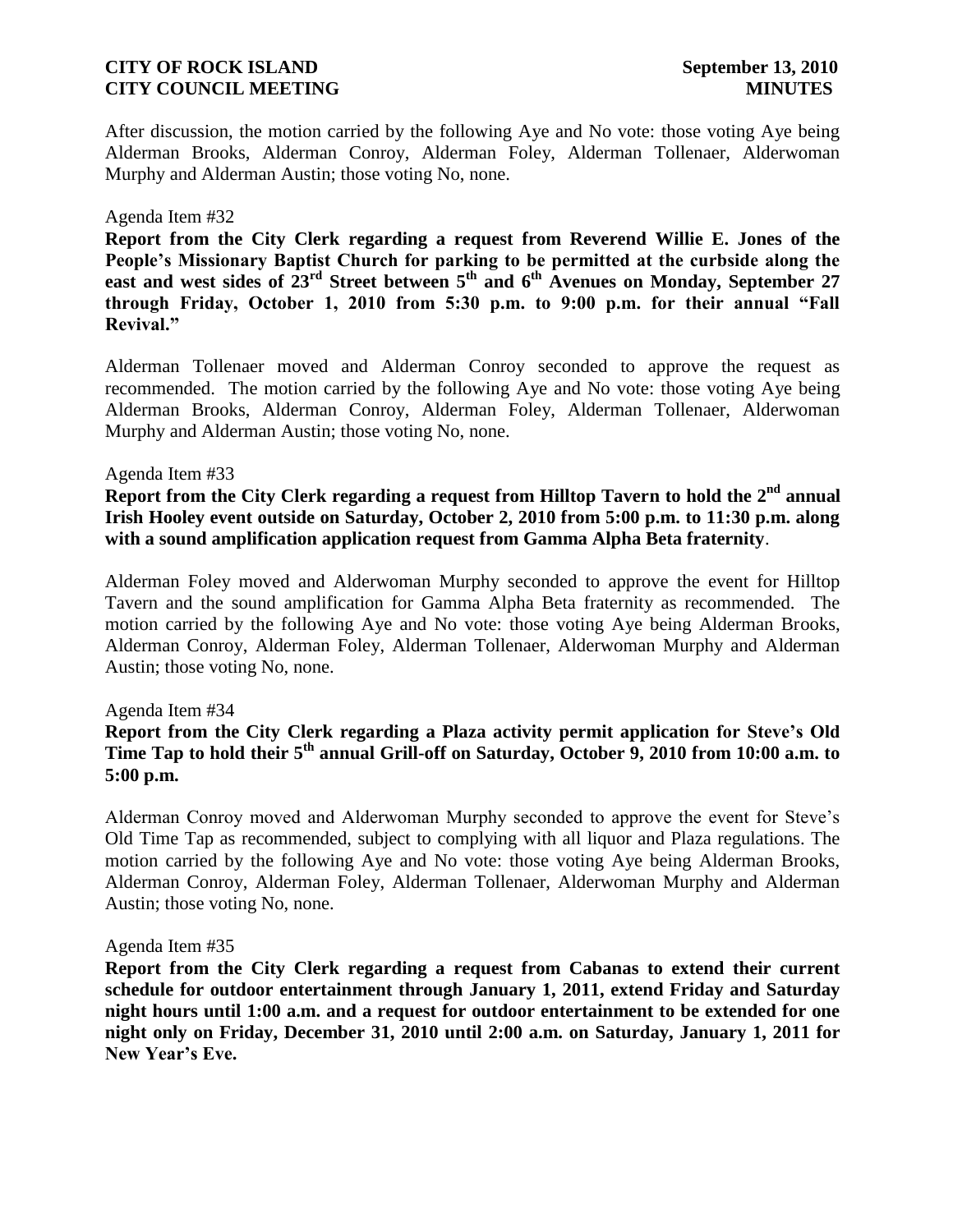After discussion, the motion carried by the following Aye and No vote: those voting Aye being Alderman Brooks, Alderman Conroy, Alderman Foley, Alderman Tollenaer, Alderwoman Murphy and Alderman Austin; those voting No, none.

Agenda Item #32

**Report from the City Clerk regarding a request from Reverend Willie E. Jones of the People's Missionary Baptist Church for parking to be permitted at the curbside along the east and west sides of 23rd Street between 5th and 6th Avenues on Monday, September 27 through Friday, October 1, 2010 from 5:30 p.m. to 9:00 p.m. for their annual "Fall Revival."**

Alderman Tollenaer moved and Alderman Conroy seconded to approve the request as recommended. The motion carried by the following Aye and No vote: those voting Aye being Alderman Brooks, Alderman Conroy, Alderman Foley, Alderman Tollenaer, Alderwoman Murphy and Alderman Austin; those voting No, none.

Agenda Item #33

**Report from the City Clerk regarding a request from Hilltop Tavern to hold the 2nd annual Irish Hooley event outside on Saturday, October 2, 2010 from 5:00 p.m. to 11:30 p.m. along with a sound amplification application request from Gamma Alpha Beta fraternity**.

Alderman Foley moved and Alderwoman Murphy seconded to approve the event for Hilltop Tavern and the sound amplification for Gamma Alpha Beta fraternity as recommended. The motion carried by the following Aye and No vote: those voting Aye being Alderman Brooks, Alderman Conroy, Alderman Foley, Alderman Tollenaer, Alderwoman Murphy and Alderman Austin; those voting No, none.

Agenda Item #34

**Report from the City Clerk regarding a Plaza activity permit application for Steve's Old Time Tap to hold their 5th annual Grill-off on Saturday, October 9, 2010 from 10:00 a.m. to 5:00 p.m.**

Alderman Conroy moved and Alderwoman Murphy seconded to approve the event for Steve's Old Time Tap as recommended, subject to complying with all liquor and Plaza regulations. The motion carried by the following Aye and No vote: those voting Aye being Alderman Brooks, Alderman Conroy, Alderman Foley, Alderman Tollenaer, Alderwoman Murphy and Alderman Austin; those voting No, none.

Agenda Item #35

**Report from the City Clerk regarding a request from Cabanas to extend their current schedule for outdoor entertainment through January 1, 2011, extend Friday and Saturday night hours until 1:00 a.m. and a request for outdoor entertainment to be extended for one night only on Friday, December 31, 2010 until 2:00 a.m. on Saturday, January 1, 2011 for New Year's Eve.**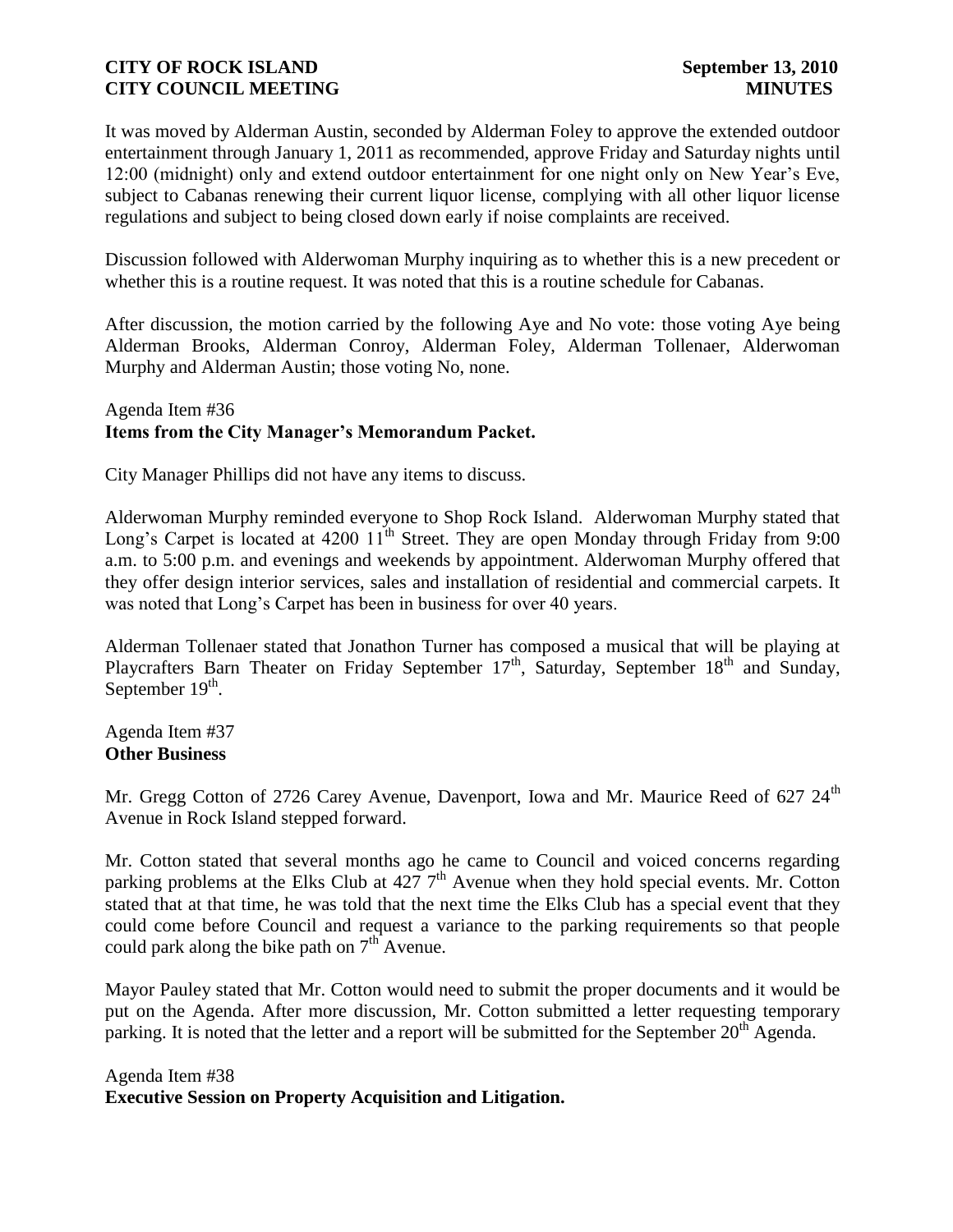It was moved by Alderman Austin, seconded by Alderman Foley to approve the extended outdoor entertainment through January 1, 2011 as recommended, approve Friday and Saturday nights until 12:00 (midnight) only and extend outdoor entertainment for one night only on New Year's Eve, subject to Cabanas renewing their current liquor license, complying with all other liquor license regulations and subject to being closed down early if noise complaints are received.

Discussion followed with Alderwoman Murphy inquiring as to whether this is a new precedent or whether this is a routine request. It was noted that this is a routine schedule for Cabanas.

After discussion, the motion carried by the following Aye and No vote: those voting Aye being Alderman Brooks, Alderman Conroy, Alderman Foley, Alderman Tollenaer, Alderwoman Murphy and Alderman Austin; those voting No, none.

Agenda Item #36
**Items from the City Manager's Memorandum Packet.**

City Manager Phillips did not have any items to discuss.

Alderwoman Murphy reminded everyone to Shop Rock Island. Alderwoman Murphy stated that Long's Carpet is located at 4200 11th Street. They are open Monday through Friday from 9:00 a.m. to 5:00 p.m. and evenings and weekends by appointment. Alderwoman Murphy offered that they offer design interior services, sales and installation of residential and commercial carpets. It was noted that Long's Carpet has been in business for over 40 years.

Alderman Tollenaer stated that Jonathon Turner has composed a musical that will be playing at Playcrafters Barn Theater on Friday September 17th, Saturday, September 18th and Sunday, September 19th.

Agenda Item #37
**Other Business**

Mr. Gregg Cotton of 2726 Carey Avenue, Davenport, Iowa and Mr. Maurice Reed of 627 24th Avenue in Rock Island stepped forward.

Mr. Cotton stated that several months ago he came to Council and voiced concerns regarding parking problems at the Elks Club at 427 7th Avenue when they hold special events. Mr. Cotton stated that at that time, he was told that the next time the Elks Club has a special event that they could come before Council and request a variance to the parking requirements so that people could park along the bike path on 7th Avenue.

Mayor Pauley stated that Mr. Cotton would need to submit the proper documents and it would be put on the Agenda. After more discussion, Mr. Cotton submitted a letter requesting temporary parking. It is noted that the letter and a report will be submitted for the September 20th Agenda.

Agenda Item #38
**Executive Session on Property Acquisition and Litigation.**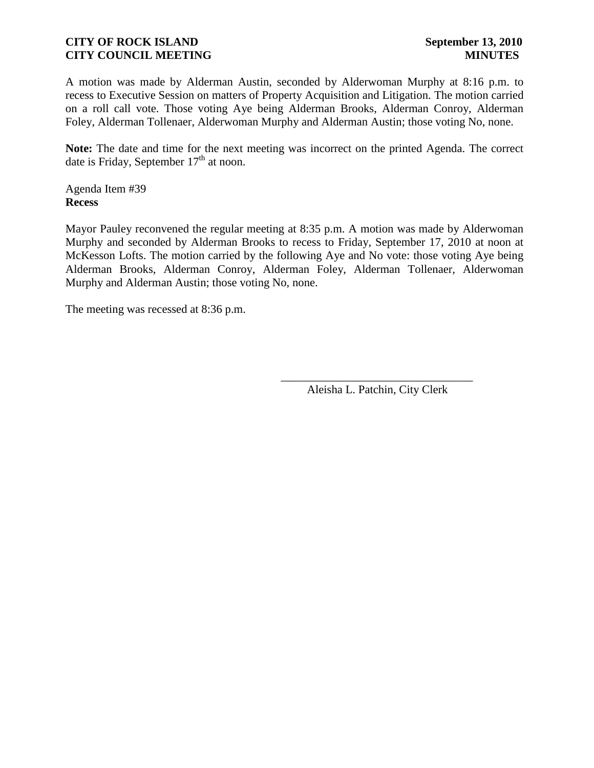A motion was made by Alderman Austin, seconded by Alderwoman Murphy at 8:16 p.m. to recess to Executive Session on matters of Property Acquisition and Litigation. The motion carried on a roll call vote. Those voting Aye being Alderman Brooks, Alderman Conroy, Alderman Foley, Alderman Tollenaer, Alderwoman Murphy and Alderman Austin; those voting No, none.

**Note:** The date and time for the next meeting was incorrect on the printed Agenda. The correct date is Friday, September 17th at noon.

Agenda Item #39
**Recess**

Mayor Pauley reconvened the regular meeting at 8:35 p.m. A motion was made by Alderwoman Murphy and seconded by Alderman Brooks to recess to Friday, September 17, 2010 at noon at McKesson Lofts. The motion carried by the following Aye and No vote: those voting Aye being Alderman Brooks, Alderman Conroy, Alderman Foley, Alderman Tollenaer, Alderwoman Murphy and Alderman Austin; those voting No, none.

The meeting was recessed at 8:36 p.m.

\_\_\_\_\_\_\_\_\_\_\_\_\_\_\_\_\_\_\_\_\_\_\_\_\_\_\_\_\_\_\_\_\_\_

Aleisha L. Patchin, City Clerk